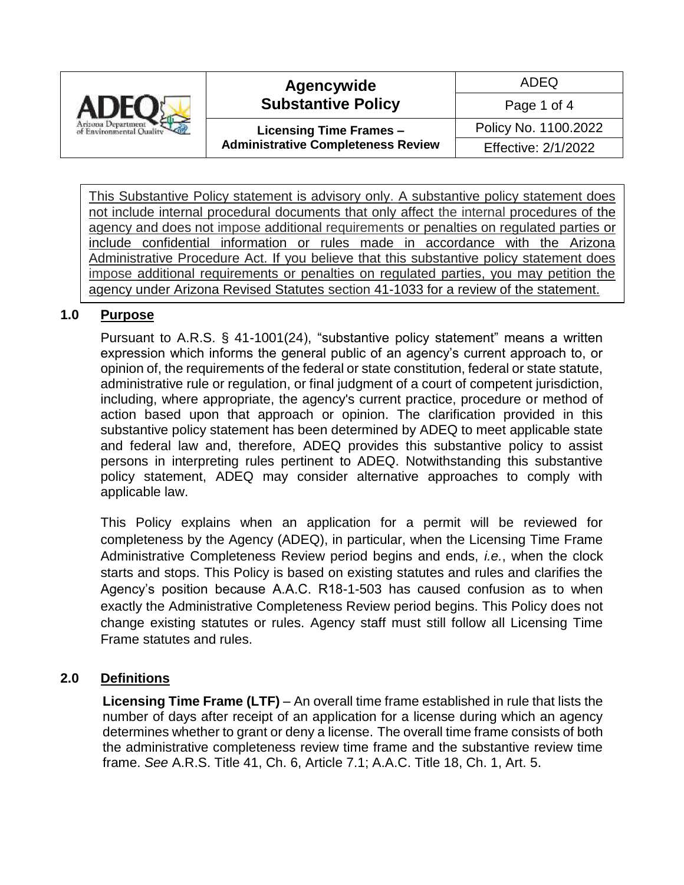| | Agencywide Substantive Policy | ADEQ |
|---|---|---|
| | | Page 1 of 4 |
| | Licensing Time Frames – Administrative Completeness Review | Policy No. 1100.2022 |
| | | Effective: 2/1/2022 |

This Substantive Policy statement is advisory only. A substantive policy statement does not include internal procedural documents that only affect the internal procedures of the agency and does not impose additional requirements or penalties on regulated parties or include confidential information or rules made in accordance with the Arizona Administrative Procedure Act. If you believe that this substantive policy statement does impose additional requirements or penalties on regulated parties, you may petition the agency under Arizona Revised Statutes section 41-1033 for a review of the statement.

## 1.0 Purpose

Pursuant to A.R.S. § 41-1001(24), "substantive policy statement" means a written expression which informs the general public of an agency's current approach to, or opinion of, the requirements of the federal or state constitution, federal or state statute, administrative rule or regulation, or final judgment of a court of competent jurisdiction, including, where appropriate, the agency's current practice, procedure or method of action based upon that approach or opinion. The clarification provided in this substantive policy statement has been determined by ADEQ to meet applicable state and federal law and, therefore, ADEQ provides this substantive policy to assist persons in interpreting rules pertinent to ADEQ. Notwithstanding this substantive policy statement, ADEQ may consider alternative approaches to comply with applicable law.

This Policy explains when an application for a permit will be reviewed for completeness by the Agency (ADEQ), in particular, when the Licensing Time Frame Administrative Completeness Review period begins and ends, *i.e.*, when the clock starts and stops. This Policy is based on existing statutes and rules and clarifies the Agency's position because A.A.C. R18-1-503 has caused confusion as to when exactly the Administrative Completeness Review period begins. This Policy does not change existing statutes or rules. Agency staff must still follow all Licensing Time Frame statutes and rules.

## 2.0 Definitions

**Licensing Time Frame (LTF)** – An overall time frame established in rule that lists the number of days after receipt of an application for a license during which an agency determines whether to grant or deny a license. The overall time frame consists of both the administrative completeness review time frame and the substantive review time frame. *See* A.R.S. Title 41, Ch. 6, Article 7.1; A.A.C. Title 18, Ch. 1, Art. 5.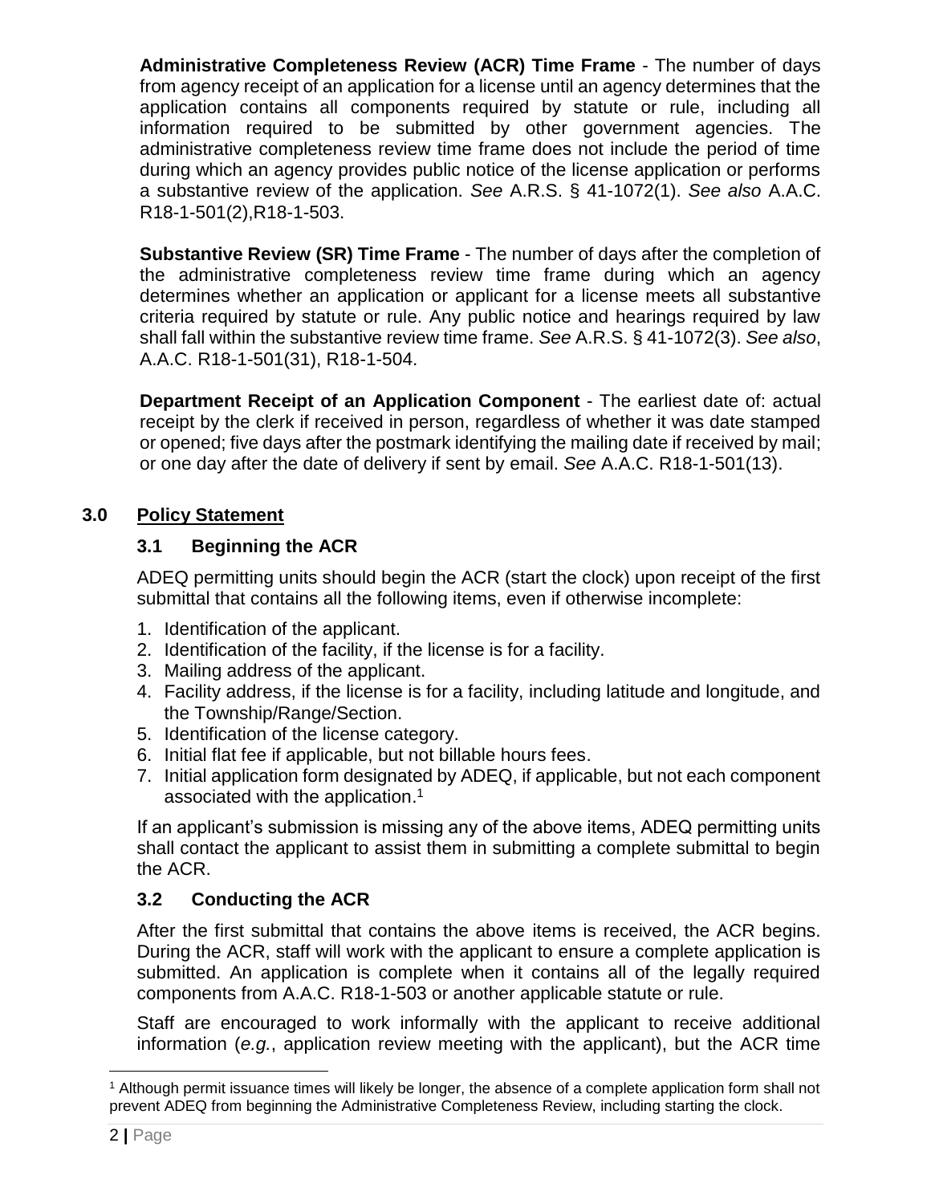**Administrative Completeness Review (ACR) Time Frame** - The number of days from agency receipt of an application for a license until an agency determines that the application contains all components required by statute or rule, including all information required to be submitted by other government agencies. The administrative completeness review time frame does not include the period of time during which an agency provides public notice of the license application or performs a substantive review of the application. *See* A.R.S. § 41-1072(1). *See also* A.A.C. R18-1-501(2),R18-1-503.

**Substantive Review (SR) Time Frame** - The number of days after the completion of the administrative completeness review time frame during which an agency determines whether an application or applicant for a license meets all substantive criteria required by statute or rule. Any public notice and hearings required by law shall fall within the substantive review time frame. *See* A.R.S. § 41-1072(3). *See also*, A.A.C. R18-1-501(31), R18-1-504.

**Department Receipt of an Application Component** - The earliest date of: actual receipt by the clerk if received in person, regardless of whether it was date stamped or opened; five days after the postmark identifying the mailing date if received by mail; or one day after the date of delivery if sent by email. *See* A.A.C. R18-1-501(13).

## 3.0 Policy Statement

### 3.1 Beginning the ACR

ADEQ permitting units should begin the ACR (start the clock) upon receipt of the first submittal that contains all the following items, even if otherwise incomplete:

1. Identification of the applicant.
2. Identification of the facility, if the license is for a facility.
3. Mailing address of the applicant.
4. Facility address, if the license is for a facility, including latitude and longitude, and the Township/Range/Section.
5. Identification of the license category.
6. Initial flat fee if applicable, but not billable hours fees.
7. Initial application form designated by ADEQ, if applicable, but not each component associated with the application.[1]

If an applicant's submission is missing any of the above items, ADEQ permitting units shall contact the applicant to assist them in submitting a complete submittal to begin the ACR.

### 3.2 Conducting the ACR

After the first submittal that contains the above items is received, the ACR begins. During the ACR, staff will work with the applicant to ensure a complete application is submitted. An application is complete when it contains all of the legally required components from A.A.C. R18-1-503 or another applicable statute or rule.

Staff are encouraged to work informally with the applicant to receive additional information (*e.g.*, application review meeting with the applicant), but the ACR time

[1] Although permit issuance times will likely be longer, the absence of a complete application form shall not prevent ADEQ from beginning the Administrative Completeness Review, including starting the clock.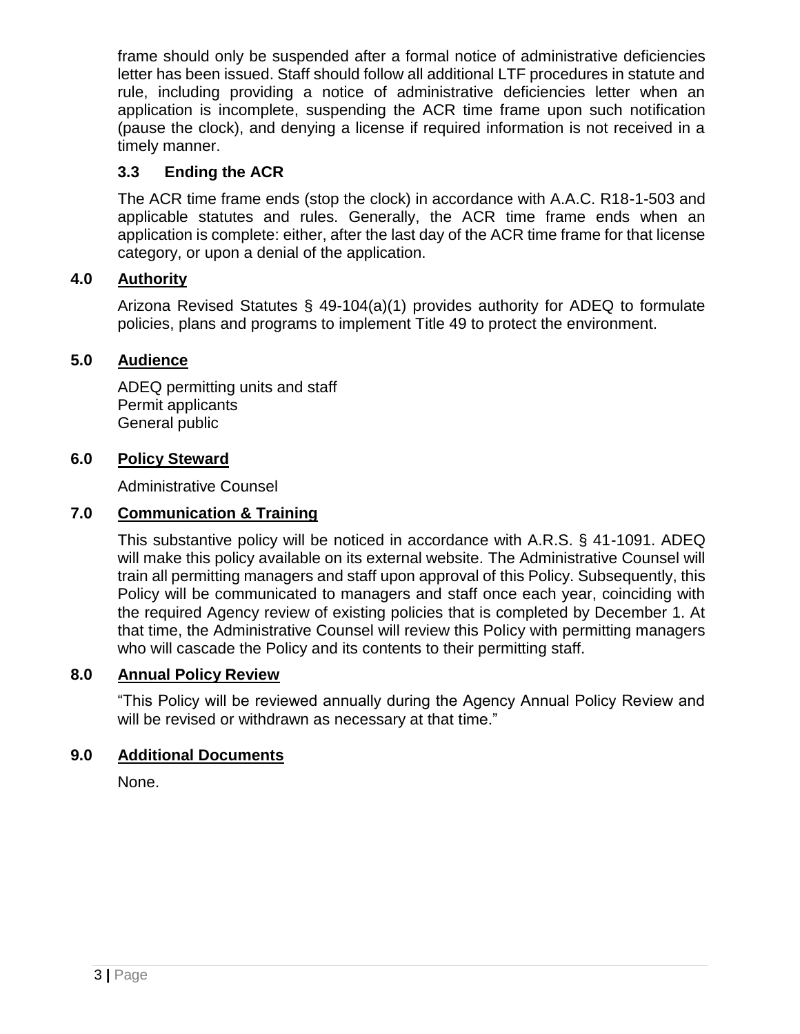frame should only be suspended after a formal notice of administrative deficiencies letter has been issued. Staff should follow all additional LTF procedures in statute and rule, including providing a notice of administrative deficiencies letter when an application is incomplete, suspending the ACR time frame upon such notification (pause the clock), and denying a license if required information is not received in a timely manner.

### 3.3 Ending the ACR

The ACR time frame ends (stop the clock) in accordance with A.A.C. R18-1-503 and applicable statutes and rules. Generally, the ACR time frame ends when an application is complete: either, after the last day of the ACR time frame for that license category, or upon a denial of the application.

## 4.0 Authority

Arizona Revised Statutes § 49-104(a)(1) provides authority for ADEQ to formulate policies, plans and programs to implement Title 49 to protect the environment.

## 5.0 Audience

ADEQ permitting units and staff
Permit applicants
General public

## 6.0 Policy Steward

Administrative Counsel

## 7.0 Communication & Training

This substantive policy will be noticed in accordance with A.R.S. § 41-1091. ADEQ will make this policy available on its external website. The Administrative Counsel will train all permitting managers and staff upon approval of this Policy. Subsequently, this Policy will be communicated to managers and staff once each year, coinciding with the required Agency review of existing policies that is completed by December 1. At that time, the Administrative Counsel will review this Policy with permitting managers who will cascade the Policy and its contents to their permitting staff.

## 8.0 Annual Policy Review

"This Policy will be reviewed annually during the Agency Annual Policy Review and will be revised or withdrawn as necessary at that time."

## 9.0 Additional Documents

None.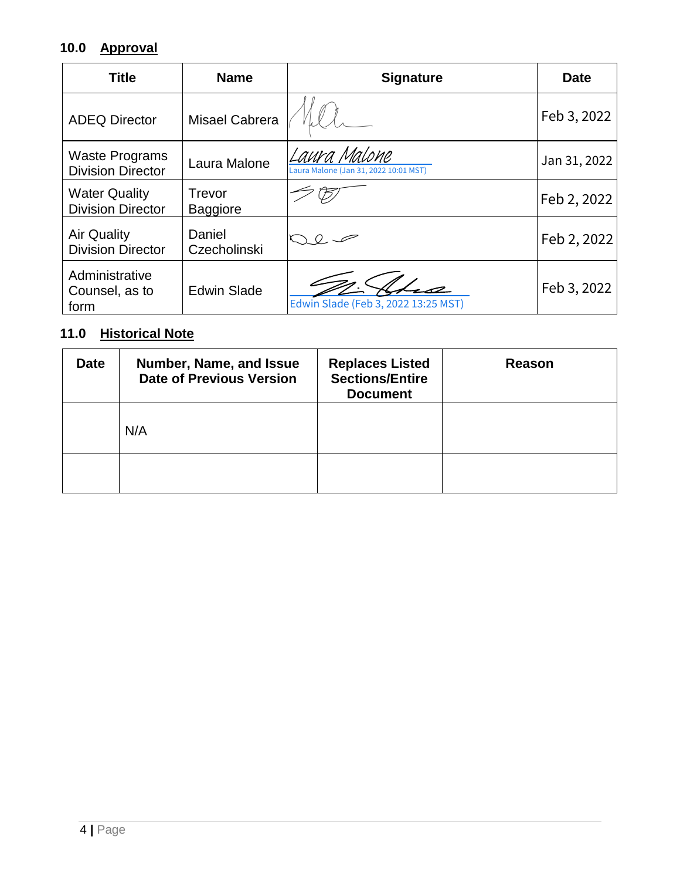## 10.0 Approval

| Title | Name | Signature | Date |
|---|---|---|---|
| ADEQ Director | Misael Cabrera | | Feb 3, 2022 |
| Waste Programs Division Director | Laura Malone | Laura Malone<br>Laura Malone (Jan 31, 2022 10:01 MST) | Jan 31, 2022 |
| Water Quality Division Director | Trevor Baggiore | | Feb 2, 2022 |
| Air Quality Division Director | Daniel Czecholinski | | Feb 2, 2022 |
| Administrative Counsel, as to form | Edwin Slade | Edwin Slade (Feb 3, 2022 13:25 MST) | Feb 3, 2022 |

## 11.0 Historical Note

| Date | Number, Name, and Issue Date of Previous Version | Replaces Listed Sections/Entire Document | Reason |
|---|---|---|---|
| | N/A | | |
| | | | |